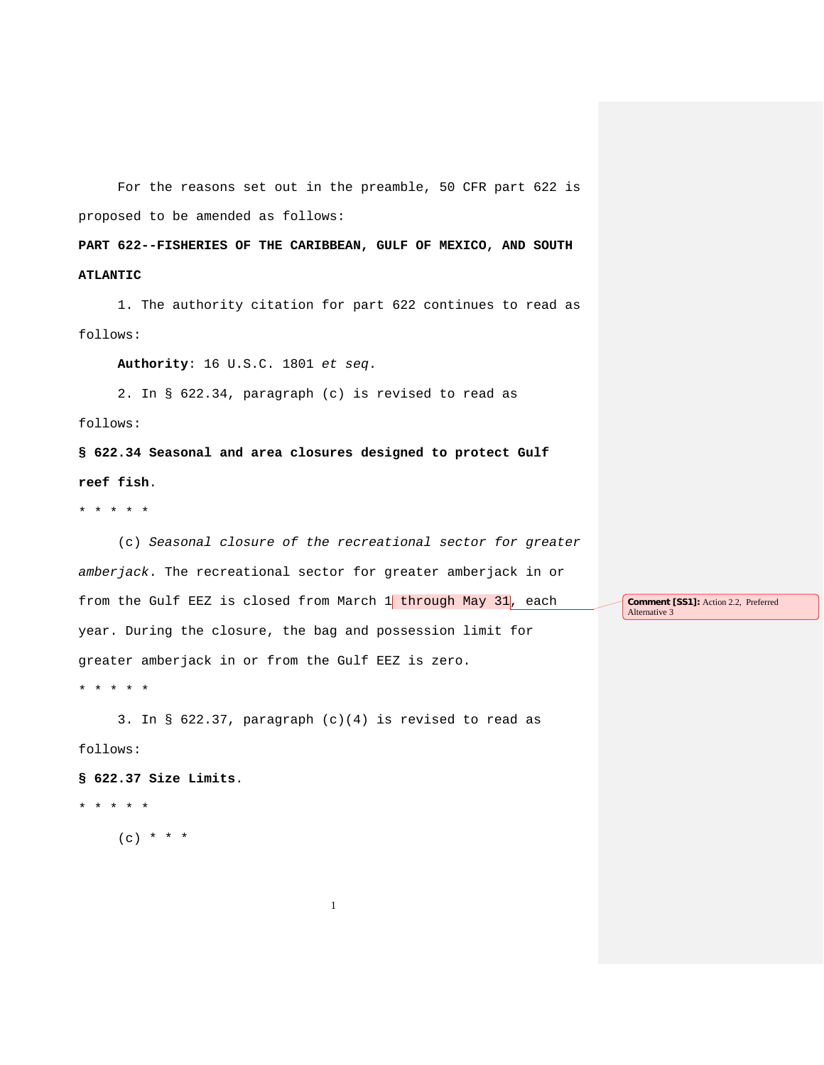For the reasons set out in the preamble, 50 CFR part 622 is proposed to be amended as follows:

**PART 622--FISHERIES OF THE CARIBBEAN, GULF OF MEXICO, AND SOUTH ATLANTIC**

1. The authority citation for part 622 continues to read as follows:

**Authority**: 16 U.S.C. 1801 *et seq*.

2. In § 622.34, paragraph (c) is revised to read as follows:

**§ 622.34 Seasonal and area closures designed to protect Gulf reef fish**.

* * * * *

(c) *Seasonal closure of the recreational sector for greater amberjack*. The recreational sector for greater amberjack in or from the Gulf EEZ is closed from March 1 through May 31, each year. During the closure, the bag and possession limit for greater amberjack in or from the Gulf EEZ is zero.

**Comment [SS1]:** Action 2.2, Preferred Alternative 3

* * * * *

3. In § 622.37, paragraph (c)(4) is revised to read as follows:

**§ 622.37 Size Limits**.

* * * * *

(c) * * *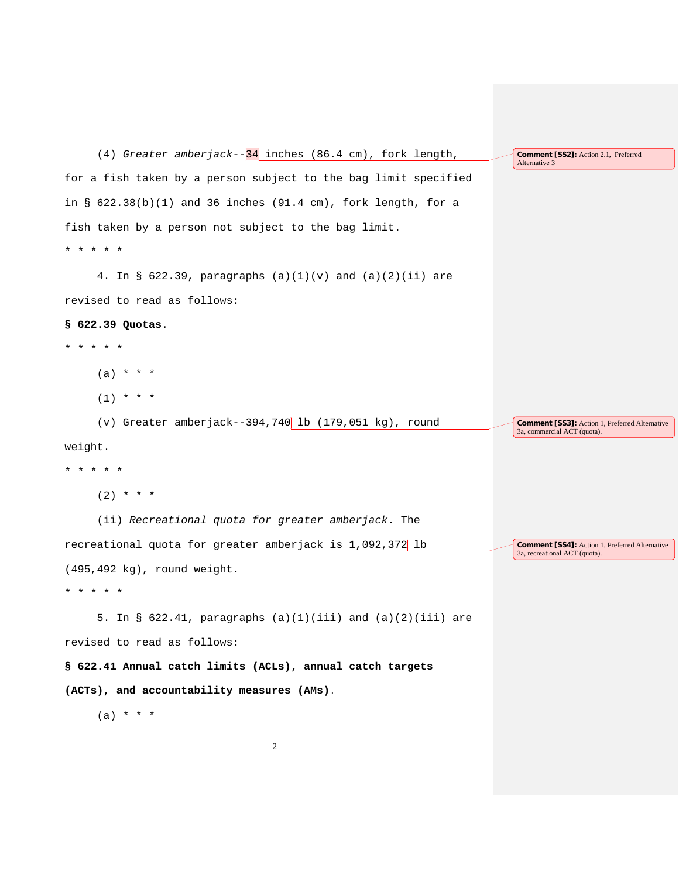(4) *Greater amberjack*--34 inches (86.4 cm), fork length, for a fish taken by a person subject to the bag limit specified in § 622.38(b)(1) and 36 inches (91.4 cm), fork length, for a fish taken by a person not subject to the bag limit.

Comment [SS2]: Action 2.1, Preferred Alternative 3

* * * * *

4. In § 622.39, paragraphs (a)(1)(v) and (a)(2)(ii) are revised to read as follows:

**§ 622.39 Quotas**.

* * * * *

(a) * * *

(1) * * *

(v) Greater amberjack--394,740 lb (179,051 kg), round weight.

Comment [SS3]: Action 1, Preferred Alternative 3a, commercial ACT (quota).

* * * * *

(2) * * *

(ii) *Recreational quota for greater amberjack*. The recreational quota for greater amberjack is 1,092,372 lb (495,492 kg), round weight.

Comment [SS4]: Action 1, Preferred Alternative 3a, recreational ACT (quota).

* * * * *

5. In § 622.41, paragraphs (a)(1)(iii) and (a)(2)(iii) are revised to read as follows:

**§ 622.41 Annual catch limits (ACLs), annual catch targets (ACTs), and accountability measures (AMs)**.

(a) * * *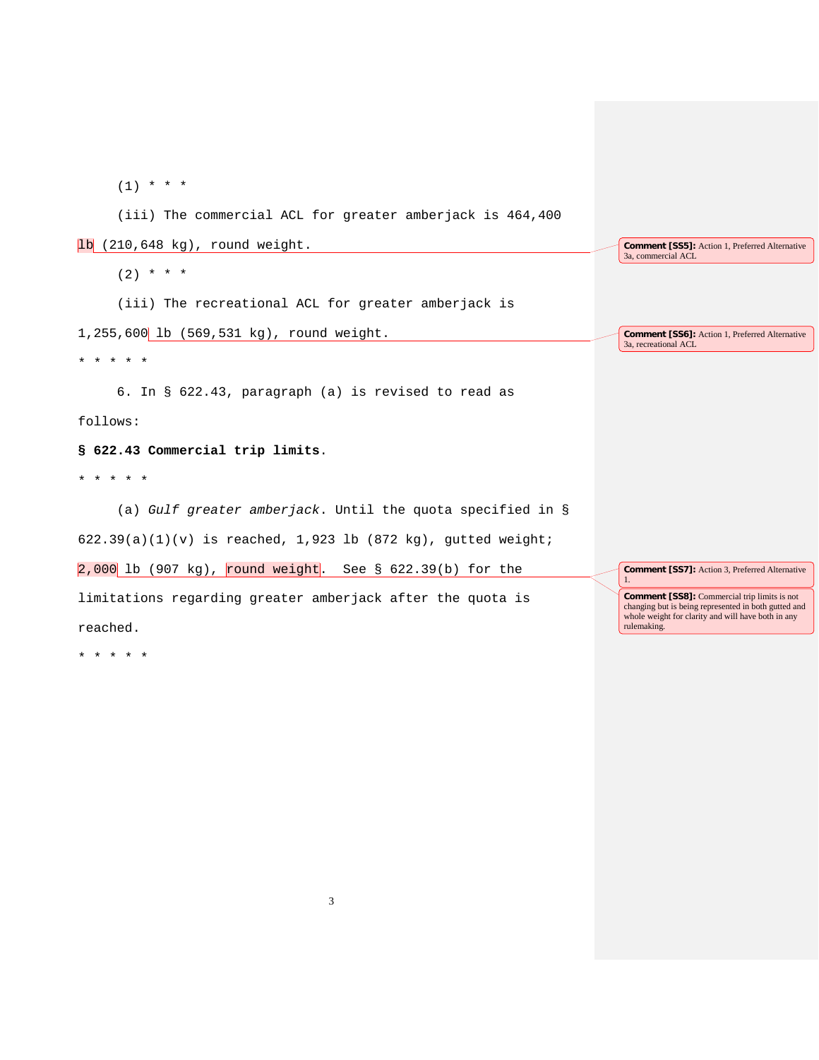(1) * * *

(iii) The commercial ACL for greater amberjack is 464,400 lb (210,648 kg), round weight.

> **Comment [SS5]:** Action 1, Preferred Alternative 3a, commercial ACL

(2) * * *

(iii) The recreational ACL for greater amberjack is 1,255,600 lb (569,531 kg), round weight.

> **Comment [SS6]:** Action 1, Preferred Alternative 3a, recreational ACL

* * * * *

6. In § 622.43, paragraph (a) is revised to read as follows:

**§ 622.43 Commercial trip limits.**

* * * * *

(a) *Gulf greater amberjack*. Until the quota specified in § 622.39(a)(1)(v) is reached, 1,923 lb (872 kg), gutted weight; 2,000 lb (907 kg), round weight. See § 622.39(b) for the limitations regarding greater amberjack after the quota is reached.

> **Comment [SS7]:** Action 3, Preferred Alternative 1.

> **Comment [SS8]:** Commercial trip limits is not changing but is being represented in both gutted and whole weight for clarity and will have both in any rulemaking.

* * * * *